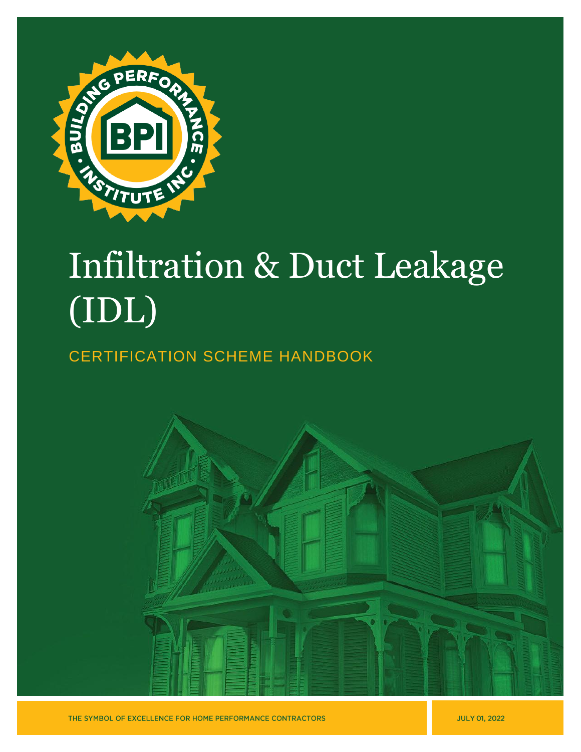# Infiltration & Duct Leakage (IDL)

## CERTIFICATION SCHEME HANDBOOK

THE SYMBOL OF EXCELLENCE FOR HOME PERFORMANCE CONTRACTORS

JULY 01, 2022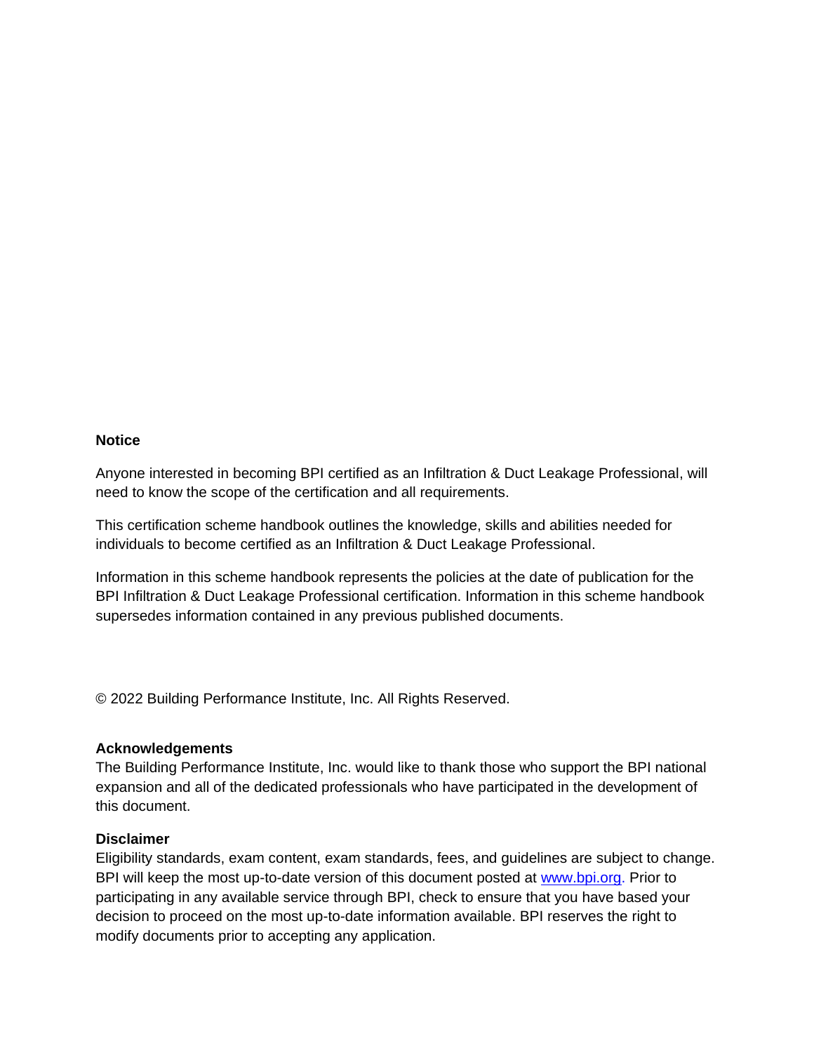**Notice**

Anyone interested in becoming BPI certified as an Infiltration & Duct Leakage Professional, will need to know the scope of the certification and all requirements.

This certification scheme handbook outlines the knowledge, skills and abilities needed for individuals to become certified as an Infiltration & Duct Leakage Professional.

Information in this scheme handbook represents the policies at the date of publication for the BPI Infiltration & Duct Leakage Professional certification. Information in this scheme handbook supersedes information contained in any previous published documents.

© 2022 Building Performance Institute, Inc. All Rights Reserved.

**Acknowledgements**

The Building Performance Institute, Inc. would like to thank those who support the BPI national expansion and all of the dedicated professionals who have participated in the development of this document.

**Disclaimer**

Eligibility standards, exam content, exam standards, fees, and guidelines are subject to change. BPI will keep the most up-to-date version of this document posted at www.bpi.org. Prior to participating in any available service through BPI, check to ensure that you have based your decision to proceed on the most up-to-date information available. BPI reserves the right to modify documents prior to accepting any application.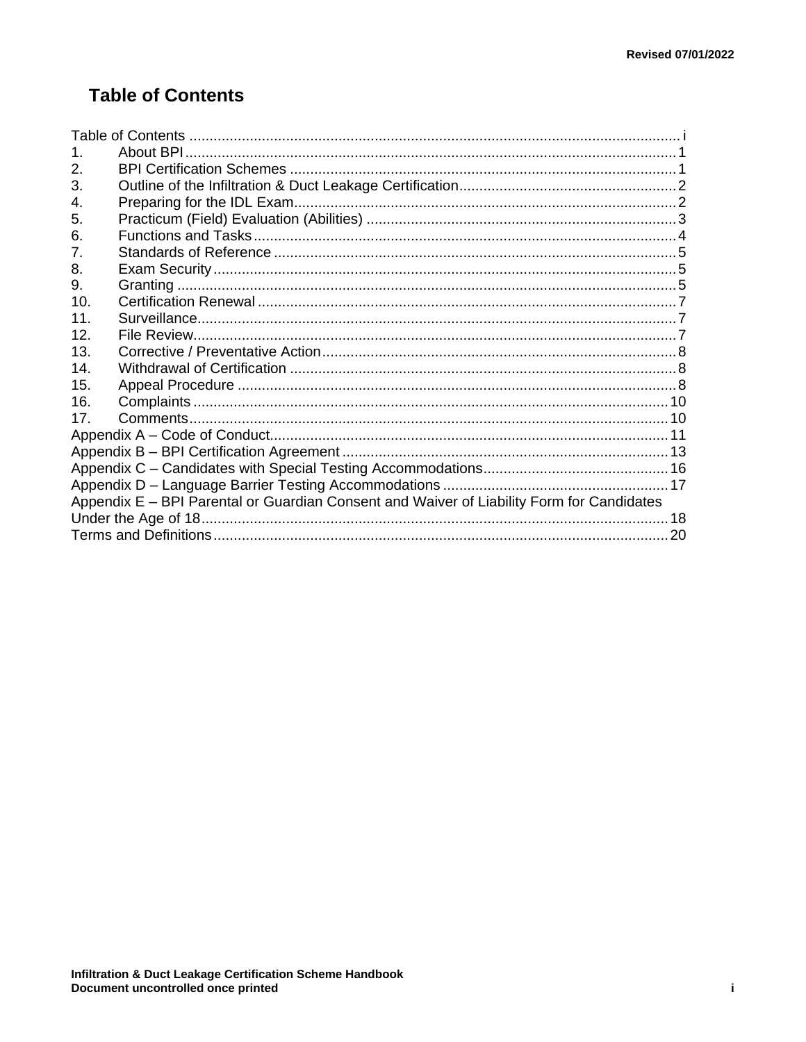# Table of Contents

Table of Contents ..... i
1. About BPI ..... 1
2. BPI Certification Schemes ..... 1
3. Outline of the Infiltration & Duct Leakage Certification ..... 2
4. Preparing for the IDL Exam ..... 2
5. Practicum (Field) Evaluation (Abilities) ..... 3
6. Functions and Tasks ..... 4
7. Standards of Reference ..... 5
8. Exam Security ..... 5
9. Granting ..... 5
10. Certification Renewal ..... 7
11. Surveillance ..... 7
12. File Review ..... 7
13. Corrective / Preventative Action ..... 8
14. Withdrawal of Certification ..... 8
15. Appeal Procedure ..... 8
16. Complaints ..... 10
17. Comments ..... 10

Appendix A – Code of Conduct ..... 11
Appendix B – BPI Certification Agreement ..... 13
Appendix C – Candidates with Special Testing Accommodations ..... 16
Appendix D – Language Barrier Testing Accommodations ..... 17
Appendix E – BPI Parental or Guardian Consent and Waiver of Liability Form for Candidates Under the Age of 18 ..... 18
Terms and Definitions ..... 20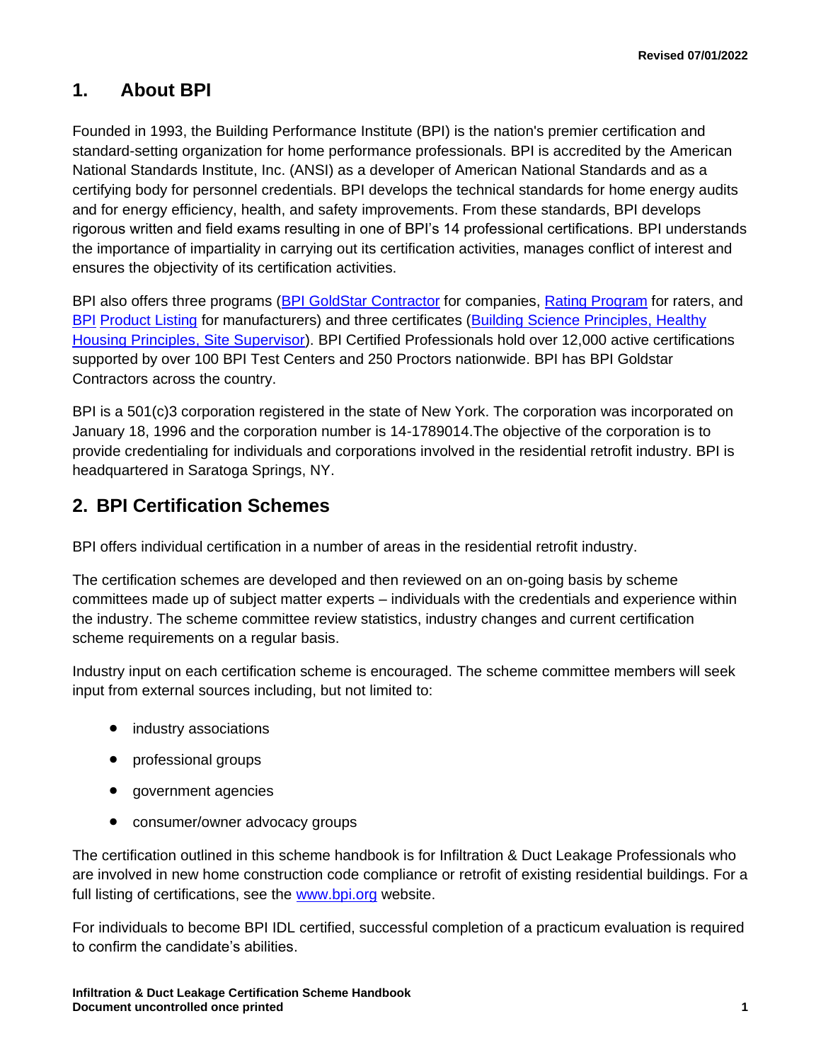## 1. About BPI

Founded in 1993, the Building Performance Institute (BPI) is the nation's premier certification and standard-setting organization for home performance professionals. BPI is accredited by the American National Standards Institute, Inc. (ANSI) as a developer of American National Standards and as a certifying body for personnel credentials. BPI develops the technical standards for home energy audits and for energy efficiency, health, and safety improvements. From these standards, BPI develops rigorous written and field exams resulting in one of BPI's 14 professional certifications. BPI understands the importance of impartiality in carrying out its certification activities, manages conflict of interest and ensures the objectivity of its certification activities.

BPI also offers three programs (BPI GoldStar Contractor for companies, Rating Program for raters, and BPI Product Listing for manufacturers) and three certificates (Building Science Principles, Healthy Housing Principles, Site Supervisor). BPI Certified Professionals hold over 12,000 active certifications supported by over 100 BPI Test Centers and 250 Proctors nationwide. BPI has BPI Goldstar Contractors across the country.

BPI is a 501(c)3 corporation registered in the state of New York. The corporation was incorporated on January 18, 1996 and the corporation number is 14-1789014.The objective of the corporation is to provide credentialing for individuals and corporations involved in the residential retrofit industry. BPI is headquartered in Saratoga Springs, NY.

## 2. BPI Certification Schemes

BPI offers individual certification in a number of areas in the residential retrofit industry.

The certification schemes are developed and then reviewed on an on-going basis by scheme committees made up of subject matter experts – individuals with the credentials and experience within the industry. The scheme committee review statistics, industry changes and current certification scheme requirements on a regular basis.

Industry input on each certification scheme is encouraged. The scheme committee members will seek input from external sources including, but not limited to:

- industry associations
- professional groups
- government agencies
- consumer/owner advocacy groups

The certification outlined in this scheme handbook is for Infiltration & Duct Leakage Professionals who are involved in new home construction code compliance or retrofit of existing residential buildings. For a full listing of certifications, see the www.bpi.org website.

For individuals to become BPI IDL certified, successful completion of a practicum evaluation is required to confirm the candidate's abilities.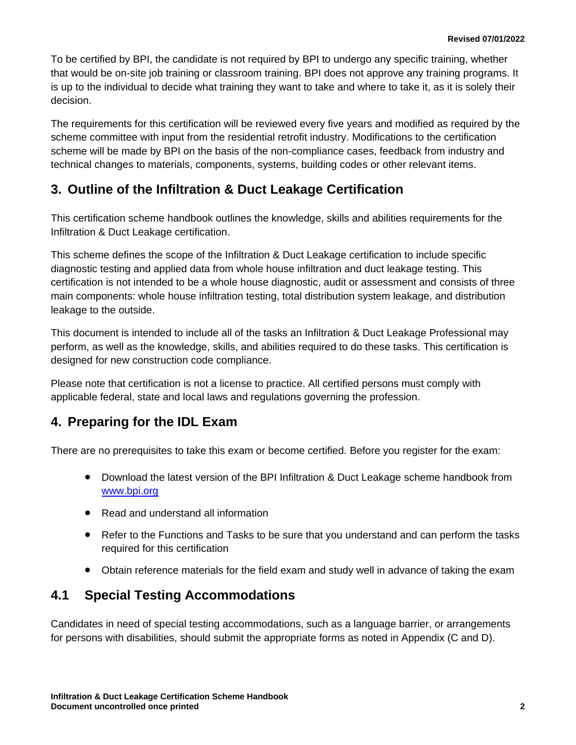To be certified by BPI, the candidate is not required by BPI to undergo any specific training, whether that would be on-site job training or classroom training. BPI does not approve any training programs. It is up to the individual to decide what training they want to take and where to take it, as it is solely their decision.

The requirements for this certification will be reviewed every five years and modified as required by the scheme committee with input from the residential retrofit industry. Modifications to the certification scheme will be made by BPI on the basis of the non-compliance cases, feedback from industry and technical changes to materials, components, systems, building codes or other relevant items.

## 3. Outline of the Infiltration & Duct Leakage Certification

This certification scheme handbook outlines the knowledge, skills and abilities requirements for the Infiltration & Duct Leakage certification.

This scheme defines the scope of the Infiltration & Duct Leakage certification to include specific diagnostic testing and applied data from whole house infiltration and duct leakage testing. This certification is not intended to be a whole house diagnostic, audit or assessment and consists of three main components: whole house infiltration testing, total distribution system leakage, and distribution leakage to the outside.

This document is intended to include all of the tasks an Infiltration & Duct Leakage Professional may perform, as well as the knowledge, skills, and abilities required to do these tasks. This certification is designed for new construction code compliance.

Please note that certification is not a license to practice. All certified persons must comply with applicable federal, state and local laws and regulations governing the profession.

## 4. Preparing for the IDL Exam

There are no prerequisites to take this exam or become certified. Before you register for the exam:

- Download the latest version of the BPI Infiltration & Duct Leakage scheme handbook from [www.bpi.org](www.bpi.org)
- Read and understand all information
- Refer to the Functions and Tasks to be sure that you understand and can perform the tasks required for this certification
- Obtain reference materials for the field exam and study well in advance of taking the exam

### 4.1 Special Testing Accommodations

Candidates in need of special testing accommodations, such as a language barrier, or arrangements for persons with disabilities, should submit the appropriate forms as noted in Appendix (C and D).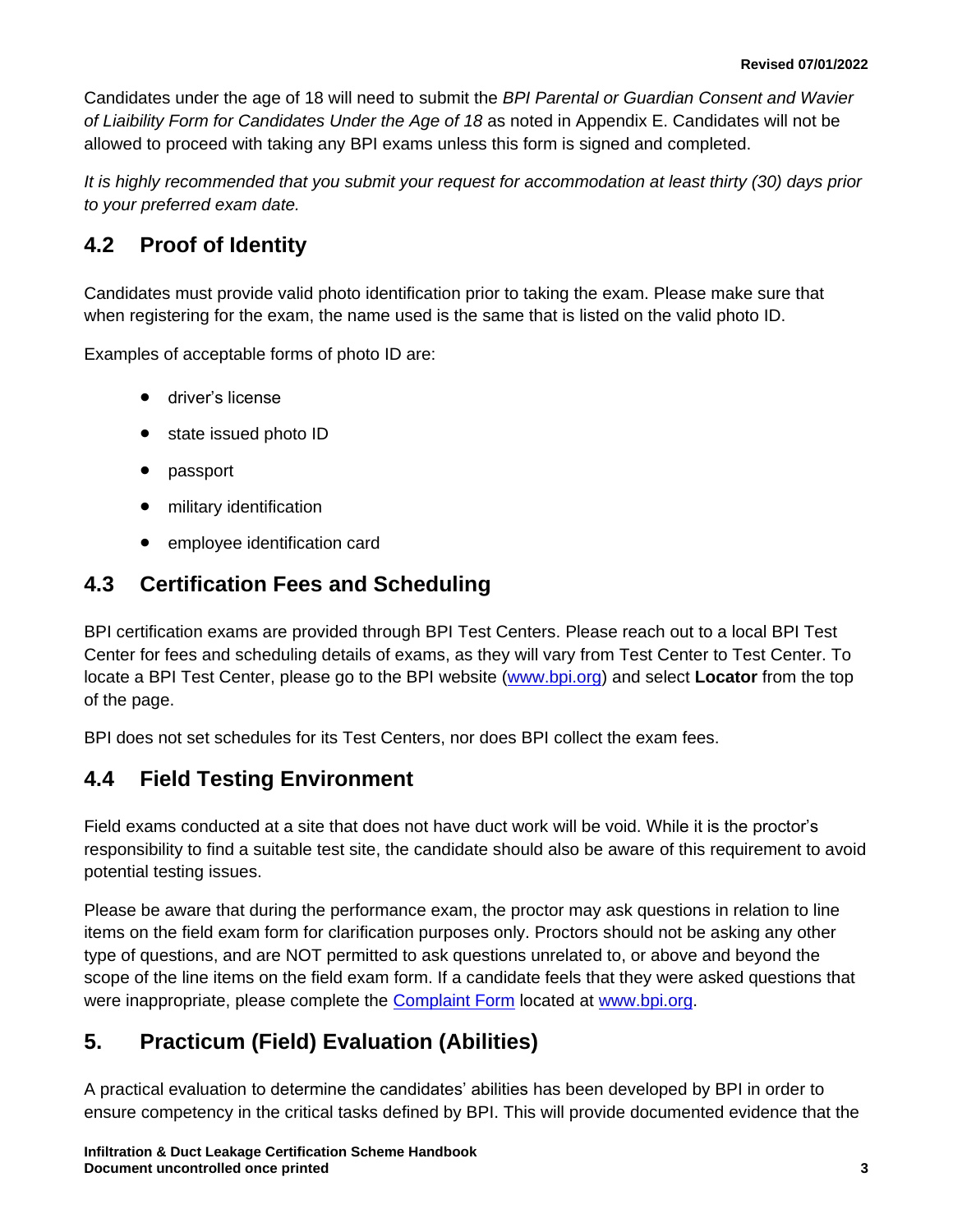Candidates under the age of 18 will need to submit the *BPI Parental or Guardian Consent and Wavier of Liability Form for Candidates Under the Age of 18* as noted in Appendix E. Candidates will not be allowed to proceed with taking any BPI exams unless this form is signed and completed.

*It is highly recommended that you submit your request for accommodation at least thirty (30) days prior to your preferred exam date.*

## 4.2 Proof of Identity

Candidates must provide valid photo identification prior to taking the exam. Please make sure that when registering for the exam, the name used is the same that is listed on the valid photo ID.

Examples of acceptable forms of photo ID are:

- driver's license
- state issued photo ID
- passport
- military identification
- employee identification card

## 4.3 Certification Fees and Scheduling

BPI certification exams are provided through BPI Test Centers. Please reach out to a local BPI Test Center for fees and scheduling details of exams, as they will vary from Test Center to Test Center. To locate a BPI Test Center, please go to the BPI website (www.bpi.org) and select **Locator** from the top of the page.

BPI does not set schedules for its Test Centers, nor does BPI collect the exam fees.

## 4.4 Field Testing Environment

Field exams conducted at a site that does not have duct work will be void. While it is the proctor's responsibility to find a suitable test site, the candidate should also be aware of this requirement to avoid potential testing issues.

Please be aware that during the performance exam, the proctor may ask questions in relation to line items on the field exam form for clarification purposes only. Proctors should not be asking any other type of questions, and are NOT permitted to ask questions unrelated to, or above and beyond the scope of the line items on the field exam form. If a candidate feels that they were asked questions that were inappropriate, please complete the Complaint Form located at www.bpi.org.

# 5. Practicum (Field) Evaluation (Abilities)

A practical evaluation to determine the candidates' abilities has been developed by BPI in order to ensure competency in the critical tasks defined by BPI. This will provide documented evidence that the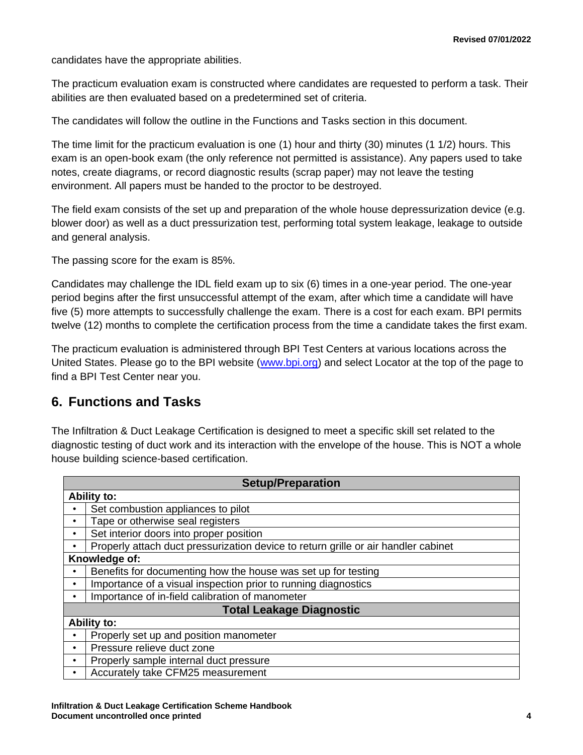candidates have the appropriate abilities.

The practicum evaluation exam is constructed where candidates are requested to perform a task. Their abilities are then evaluated based on a predetermined set of criteria.

The candidates will follow the outline in the Functions and Tasks section in this document.

The time limit for the practicum evaluation is one (1) hour and thirty (30) minutes (1 1/2) hours. This exam is an open-book exam (the only reference not permitted is assistance). Any papers used to take notes, create diagrams, or record diagnostic results (scrap paper) may not leave the testing environment. All papers must be handed to the proctor to be destroyed.

The field exam consists of the set up and preparation of the whole house depressurization device (e.g. blower door) as well as a duct pressurization test, performing total system leakage, leakage to outside and general analysis.

The passing score for the exam is 85%.

Candidates may challenge the IDL field exam up to six (6) times in a one-year period. The one-year period begins after the first unsuccessful attempt of the exam, after which time a candidate will have five (5) more attempts to successfully challenge the exam. There is a cost for each exam. BPI permits twelve (12) months to complete the certification process from the time a candidate takes the first exam.

The practicum evaluation is administered through BPI Test Centers at various locations across the United States. Please go to the BPI website ([www.bpi.org](http://www.bpi.org)) and select Locator at the top of the page to find a BPI Test Center near you.

## 6. Functions and Tasks

The Infiltration & Duct Leakage Certification is designed to meet a specific skill set related to the diagnostic testing of duct work and its interaction with the envelope of the house. This is NOT a whole house building science-based certification.

| **Setup/Preparation** | |
|---|---|
| **Ability to:** | |
| • | Set combustion appliances to pilot |
| • | Tape or otherwise seal registers |
| • | Set interior doors into proper position |
| • | Properly attach duct pressurization device to return grille or air handler cabinet |
| **Knowledge of:** | |
| • | Benefits for documenting how the house was set up for testing |
| • | Importance of a visual inspection prior to running diagnostics |
| • | Importance of in-field calibration of manometer |
| **Total Leakage Diagnostic** | |
| **Ability to:** | |
| • | Properly set up and position manometer |
| • | Pressure relieve duct zone |
| • | Properly sample internal duct pressure |
| • | Accurately take CFM25 measurement |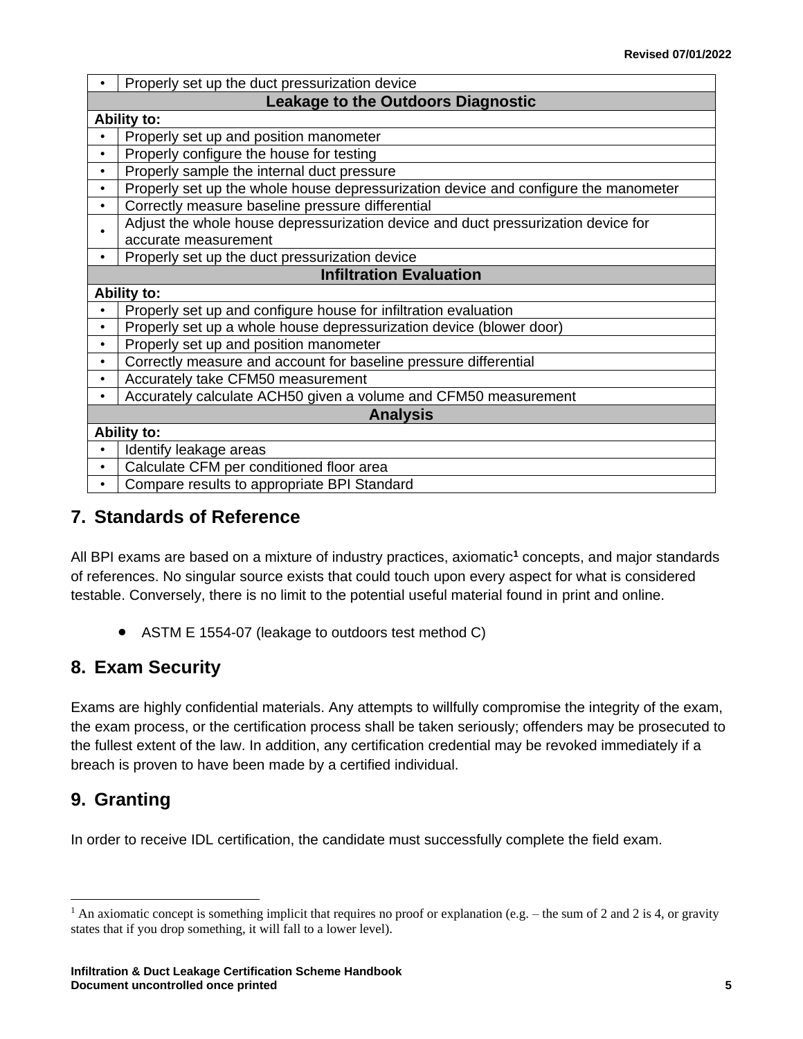| • | Properly set up the duct pressurization device |
|---|---|
| **Leakage to the Outdoors Diagnostic** | |
| **Ability to:** | |
| • | Properly set up and position manometer |
| • | Properly configure the house for testing |
| • | Properly sample the internal duct pressure |
| • | Properly set up the whole house depressurization device and configure the manometer |
| • | Correctly measure baseline pressure differential |
| • | Adjust the whole house depressurization device and duct pressurization device for accurate measurement |
| • | Properly set up the duct pressurization device |
| **Infiltration Evaluation** | |
| **Ability to:** | |
| • | Properly set up and configure house for infiltration evaluation |
| • | Properly set up a whole house depressurization device (blower door) |
| • | Properly set up and position manometer |
| • | Correctly measure and account for baseline pressure differential |
| • | Accurately take CFM50 measurement |
| • | Accurately calculate ACH50 given a volume and CFM50 measurement |
| **Analysis** | |
| **Ability to:** | |
| • | Identify leakage areas |
| • | Calculate CFM per conditioned floor area |
| • | Compare results to appropriate BPI Standard |

## 7. Standards of Reference

All BPI exams are based on a mixture of industry practices, axiomatic[1] concepts, and major standards of references. No singular source exists that could touch upon every aspect for what is considered testable. Conversely, there is no limit to the potential useful material found in print and online.

- ASTM E 1554-07 (leakage to outdoors test method C)

## 8. Exam Security

Exams are highly confidential materials. Any attempts to willfully compromise the integrity of the exam, the exam process, or the certification process shall be taken seriously; offenders may be prosecuted to the fullest extent of the law. In addition, any certification credential may be revoked immediately if a breach is proven to have been made by a certified individual.

## 9. Granting

In order to receive IDL certification, the candidate must successfully complete the field exam.

---

[1] An axiomatic concept is something implicit that requires no proof or explanation (e.g. – the sum of 2 and 2 is 4, or gravity states that if you drop something, it will fall to a lower level).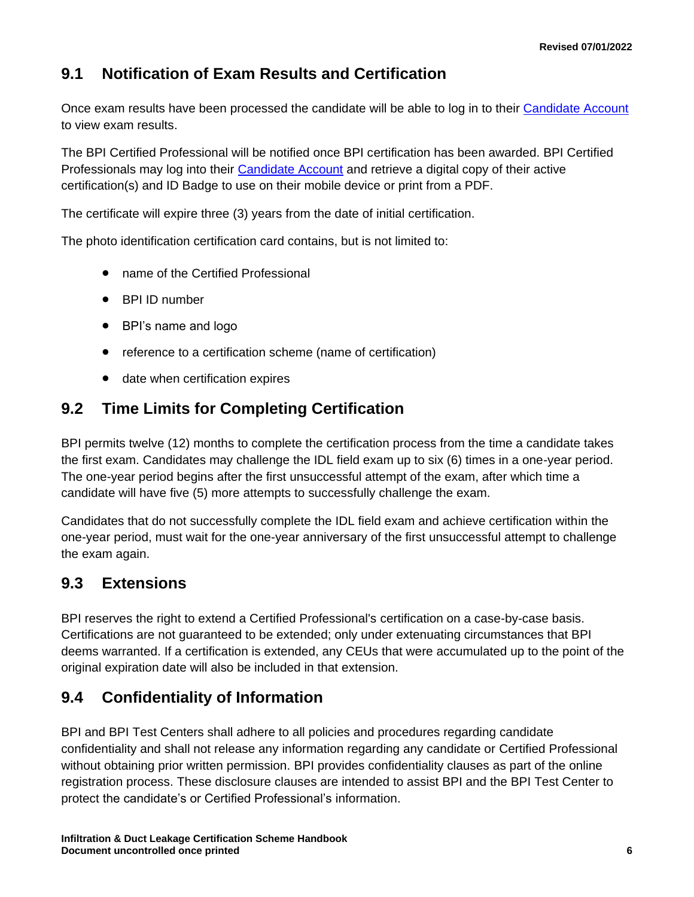## 9.1 Notification of Exam Results and Certification

Once exam results have been processed the candidate will be able to log in to their Candidate Account to view exam results.

The BPI Certified Professional will be notified once BPI certification has been awarded. BPI Certified Professionals may log into their Candidate Account and retrieve a digital copy of their active certification(s) and ID Badge to use on their mobile device or print from a PDF.

The certificate will expire three (3) years from the date of initial certification.

The photo identification certification card contains, but is not limited to:

- name of the Certified Professional
- BPI ID number
- BPI's name and logo
- reference to a certification scheme (name of certification)
- date when certification expires

## 9.2 Time Limits for Completing Certification

BPI permits twelve (12) months to complete the certification process from the time a candidate takes the first exam. Candidates may challenge the IDL field exam up to six (6) times in a one-year period. The one-year period begins after the first unsuccessful attempt of the exam, after which time a candidate will have five (5) more attempts to successfully challenge the exam.

Candidates that do not successfully complete the IDL field exam and achieve certification within the one-year period, must wait for the one-year anniversary of the first unsuccessful attempt to challenge the exam again.

## 9.3 Extensions

BPI reserves the right to extend a Certified Professional's certification on a case-by-case basis. Certifications are not guaranteed to be extended; only under extenuating circumstances that BPI deems warranted. If a certification is extended, any CEUs that were accumulated up to the point of the original expiration date will also be included in that extension.

## 9.4 Confidentiality of Information

BPI and BPI Test Centers shall adhere to all policies and procedures regarding candidate confidentiality and shall not release any information regarding any candidate or Certified Professional without obtaining prior written permission. BPI provides confidentiality clauses as part of the online registration process. These disclosure clauses are intended to assist BPI and the BPI Test Center to protect the candidate's or Certified Professional's information.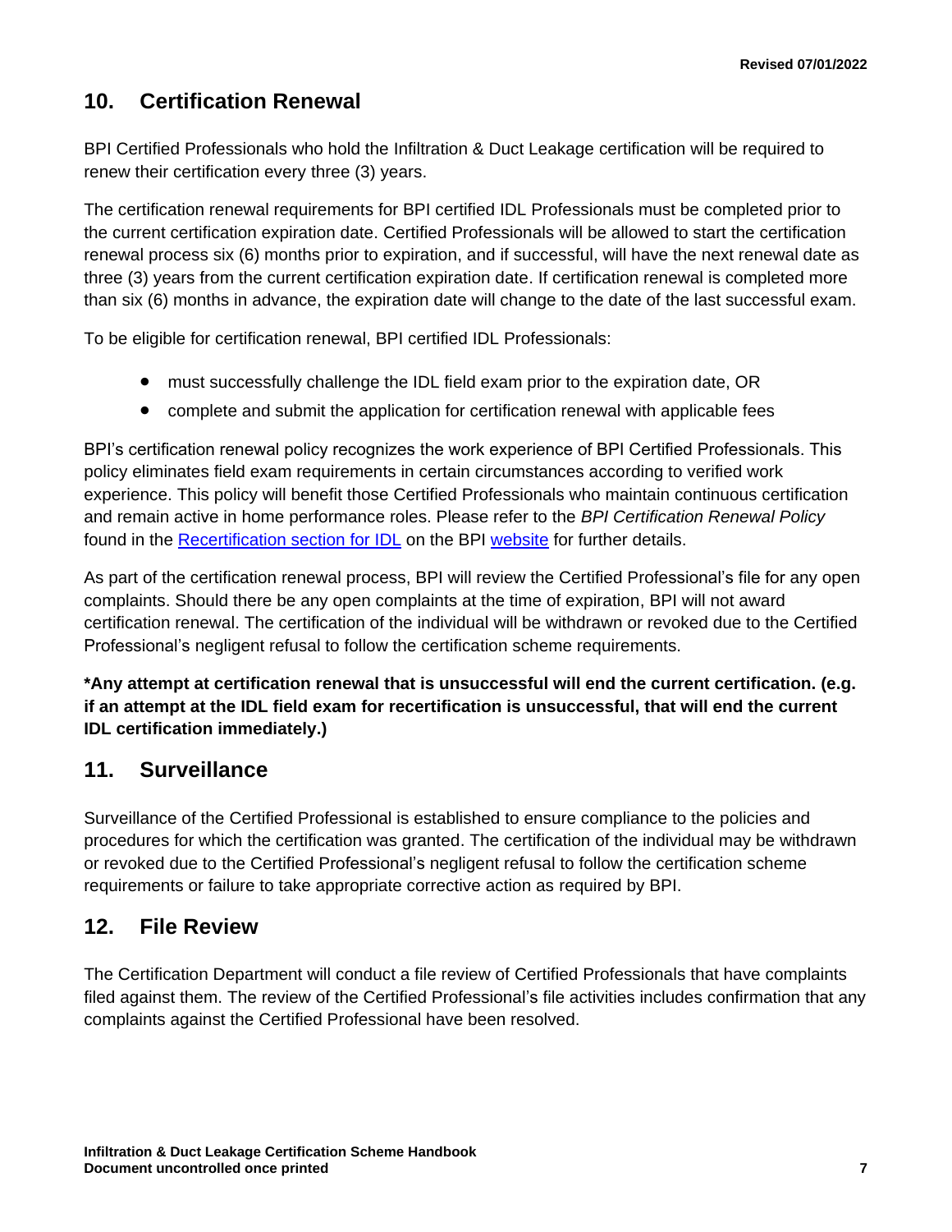## 10. Certification Renewal

BPI Certified Professionals who hold the Infiltration & Duct Leakage certification will be required to renew their certification every three (3) years.

The certification renewal requirements for BPI certified IDL Professionals must be completed prior to the current certification expiration date. Certified Professionals will be allowed to start the certification renewal process six (6) months prior to expiration, and if successful, will have the next renewal date as three (3) years from the current certification expiration date. If certification renewal is completed more than six (6) months in advance, the expiration date will change to the date of the last successful exam.

To be eligible for certification renewal, BPI certified IDL Professionals:

- must successfully challenge the IDL field exam prior to the expiration date, OR
- complete and submit the application for certification renewal with applicable fees

BPI's certification renewal policy recognizes the work experience of BPI Certified Professionals. This policy eliminates field exam requirements in certain circumstances according to verified work experience. This policy will benefit those Certified Professionals who maintain continuous certification and remain active in home performance roles. Please refer to the *BPI Certification Renewal Policy* found in the Recertification section for IDL on the BPI website for further details.

As part of the certification renewal process, BPI will review the Certified Professional's file for any open complaints. Should there be any open complaints at the time of expiration, BPI will not award certification renewal. The certification of the individual will be withdrawn or revoked due to the Certified Professional's negligent refusal to follow the certification scheme requirements.

**\*Any attempt at certification renewal that is unsuccessful will end the current certification. (e.g. if an attempt at the IDL field exam for recertification is unsuccessful, that will end the current IDL certification immediately.)**

## 11. Surveillance

Surveillance of the Certified Professional is established to ensure compliance to the policies and procedures for which the certification was granted. The certification of the individual may be withdrawn or revoked due to the Certified Professional's negligent refusal to follow the certification scheme requirements or failure to take appropriate corrective action as required by BPI.

## 12. File Review

The Certification Department will conduct a file review of Certified Professionals that have complaints filed against them. The review of the Certified Professional's file activities includes confirmation that any complaints against the Certified Professional have been resolved.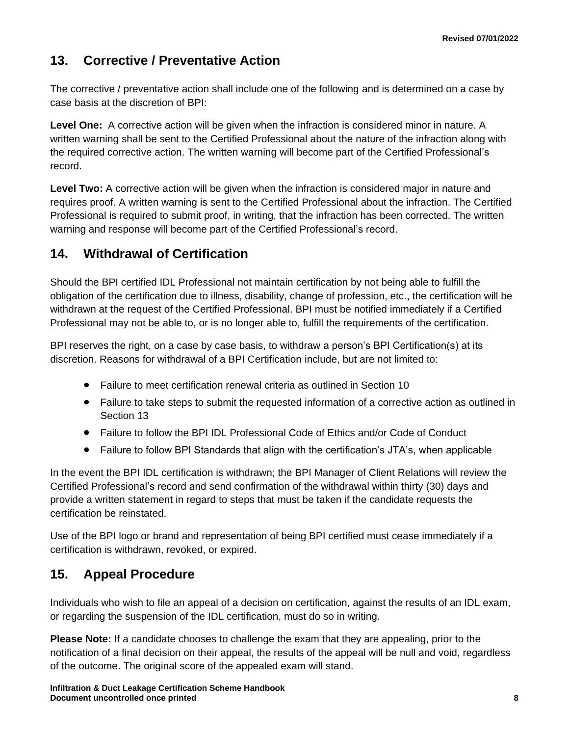## 13. Corrective / Preventative Action

The corrective / preventative action shall include one of the following and is determined on a case by case basis at the discretion of BPI:

**Level One:** A corrective action will be given when the infraction is considered minor in nature. A written warning shall be sent to the Certified Professional about the nature of the infraction along with the required corrective action. The written warning will become part of the Certified Professional's record.

**Level Two:** A corrective action will be given when the infraction is considered major in nature and requires proof. A written warning is sent to the Certified Professional about the infraction. The Certified Professional is required to submit proof, in writing, that the infraction has been corrected. The written warning and response will become part of the Certified Professional's record.

## 14. Withdrawal of Certification

Should the BPI certified IDL Professional not maintain certification by not being able to fulfill the obligation of the certification due to illness, disability, change of profession, etc., the certification will be withdrawn at the request of the Certified Professional. BPI must be notified immediately if a Certified Professional may not be able to, or is no longer able to, fulfill the requirements of the certification.

BPI reserves the right, on a case by case basis, to withdraw a person's BPI Certification(s) at its discretion. Reasons for withdrawal of a BPI Certification include, but are not limited to:

- Failure to meet certification renewal criteria as outlined in Section 10
- Failure to take steps to submit the requested information of a corrective action as outlined in Section 13
- Failure to follow the BPI IDL Professional Code of Ethics and/or Code of Conduct
- Failure to follow BPI Standards that align with the certification's JTA's, when applicable

In the event the BPI IDL certification is withdrawn; the BPI Manager of Client Relations will review the Certified Professional's record and send confirmation of the withdrawal within thirty (30) days and provide a written statement in regard to steps that must be taken if the candidate requests the certification be reinstated.

Use of the BPI logo or brand and representation of being BPI certified must cease immediately if a certification is withdrawn, revoked, or expired.

## 15. Appeal Procedure

Individuals who wish to file an appeal of a decision on certification, against the results of an IDL exam, or regarding the suspension of the IDL certification, must do so in writing.

**Please Note:** If a candidate chooses to challenge the exam that they are appealing, prior to the notification of a final decision on their appeal, the results of the appeal will be null and void, regardless of the outcome. The original score of the appealed exam will stand.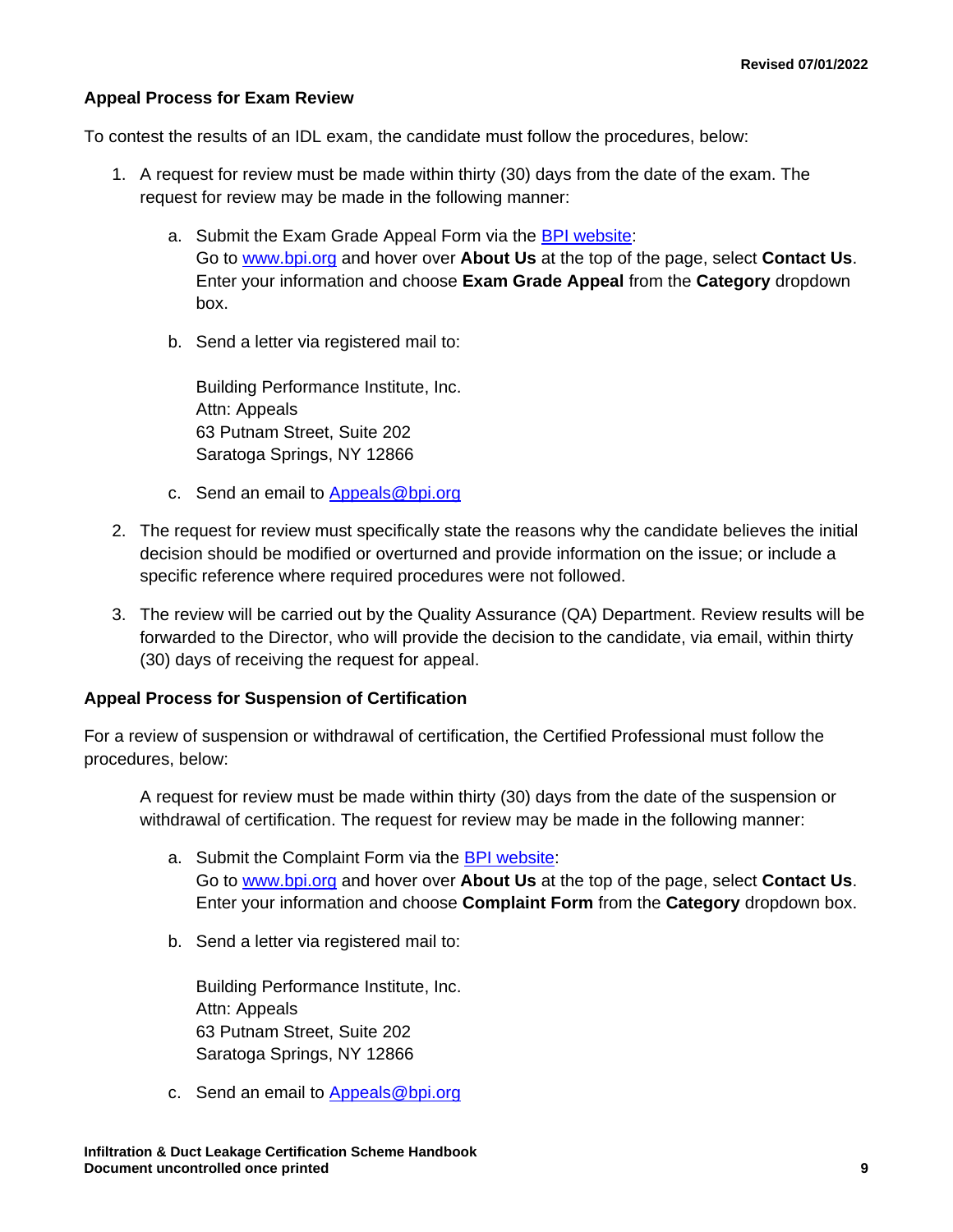## Appeal Process for Exam Review

To contest the results of an IDL exam, the candidate must follow the procedures, below:

1. A request for review must be made within thirty (30) days from the date of the exam. The request for review may be made in the following manner:

    a. Submit the Exam Grade Appeal Form via the BPI website:
    Go to www.bpi.org and hover over **About Us** at the top of the page, select **Contact Us**. Enter your information and choose **Exam Grade Appeal** from the **Category** dropdown box.

    b. Send a letter via registered mail to:

    Building Performance Institute, Inc.
    Attn: Appeals
    63 Putnam Street, Suite 202
    Saratoga Springs, NY 12866

    c. Send an email to Appeals@bpi.org

2. The request for review must specifically state the reasons why the candidate believes the initial decision should be modified or overturned and provide information on the issue; or include a specific reference where required procedures were not followed.

3. The review will be carried out by the Quality Assurance (QA) Department. Review results will be forwarded to the Director, who will provide the decision to the candidate, via email, within thirty (30) days of receiving the request for appeal.

## Appeal Process for Suspension of Certification

For a review of suspension or withdrawal of certification, the Certified Professional must follow the procedures, below:

A request for review must be made within thirty (30) days from the date of the suspension or withdrawal of certification. The request for review may be made in the following manner:

a. Submit the Complaint Form via the BPI website:
Go to www.bpi.org and hover over **About Us** at the top of the page, select **Contact Us**. Enter your information and choose **Complaint Form** from the **Category** dropdown box.

b. Send a letter via registered mail to:

Building Performance Institute, Inc.
Attn: Appeals
63 Putnam Street, Suite 202
Saratoga Springs, NY 12866

c. Send an email to Appeals@bpi.org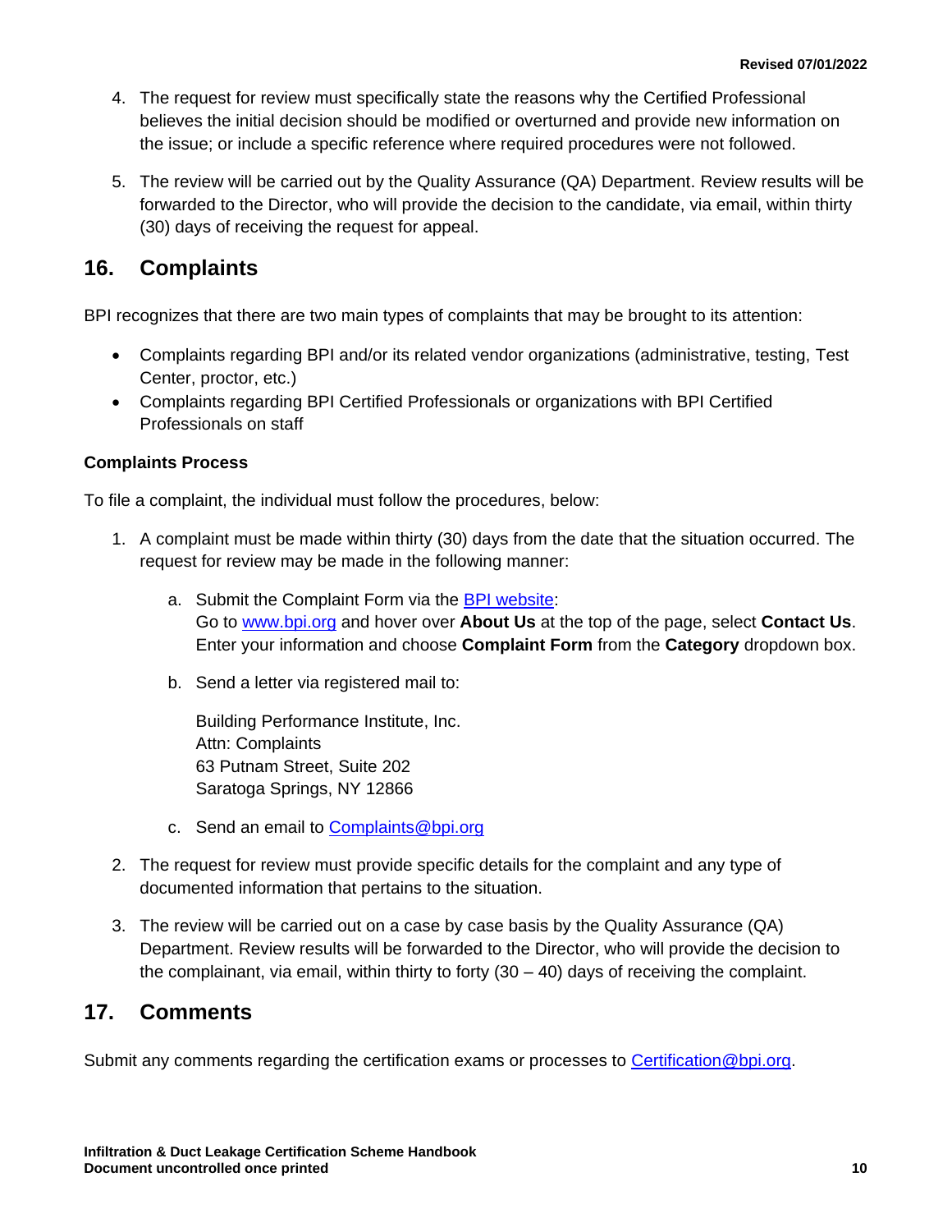4. The request for review must specifically state the reasons why the Certified Professional believes the initial decision should be modified or overturned and provide new information on the issue; or include a specific reference where required procedures were not followed.

5. The review will be carried out by the Quality Assurance (QA) Department. Review results will be forwarded to the Director, who will provide the decision to the candidate, via email, within thirty (30) days of receiving the request for appeal.

## 16. Complaints

BPI recognizes that there are two main types of complaints that may be brought to its attention:

- Complaints regarding BPI and/or its related vendor organizations (administrative, testing, Test Center, proctor, etc.)
- Complaints regarding BPI Certified Professionals or organizations with BPI Certified Professionals on staff

**Complaints Process**

To file a complaint, the individual must follow the procedures, below:

1. A complaint must be made within thirty (30) days from the date that the situation occurred. The request for review may be made in the following manner:

   a. Submit the Complaint Form via the BPI website:
   Go to www.bpi.org and hover over **About Us** at the top of the page, select **Contact Us**. Enter your information and choose **Complaint Form** from the **Category** dropdown box.

   b. Send a letter via registered mail to:

   Building Performance Institute, Inc.
   Attn: Complaints
   63 Putnam Street, Suite 202
   Saratoga Springs, NY 12866

   c. Send an email to Complaints@bpi.org

2. The request for review must provide specific details for the complaint and any type of documented information that pertains to the situation.

3. The review will be carried out on a case by case basis by the Quality Assurance (QA) Department. Review results will be forwarded to the Director, who will provide the decision to the complainant, via email, within thirty to forty (30 – 40) days of receiving the complaint.

## 17. Comments

Submit any comments regarding the certification exams or processes to Certification@bpi.org.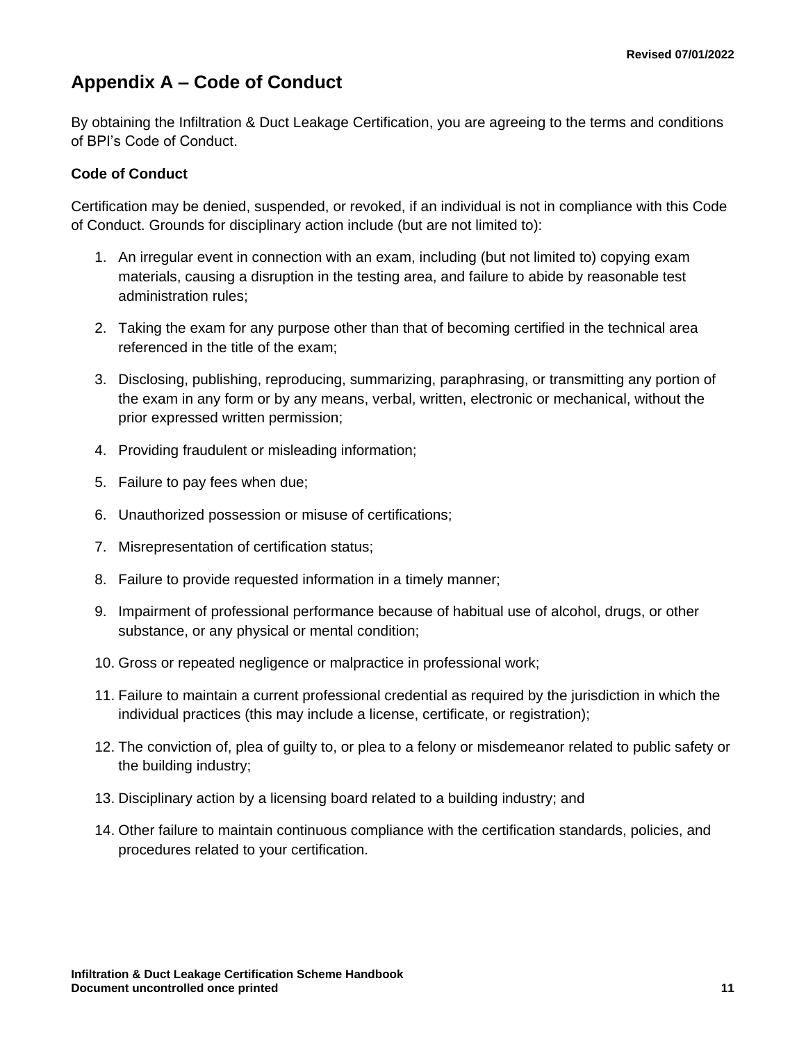# Appendix A – Code of Conduct

By obtaining the Infiltration & Duct Leakage Certification, you are agreeing to the terms and conditions of BPI's Code of Conduct.

**Code of Conduct**

Certification may be denied, suspended, or revoked, if an individual is not in compliance with this Code of Conduct. Grounds for disciplinary action include (but are not limited to):

1. An irregular event in connection with an exam, including (but not limited to) copying exam materials, causing a disruption in the testing area, and failure to abide by reasonable test administration rules;
2. Taking the exam for any purpose other than that of becoming certified in the technical area referenced in the title of the exam;
3. Disclosing, publishing, reproducing, summarizing, paraphrasing, or transmitting any portion of the exam in any form or by any means, verbal, written, electronic or mechanical, without the prior expressed written permission;
4. Providing fraudulent or misleading information;
5. Failure to pay fees when due;
6. Unauthorized possession or misuse of certifications;
7. Misrepresentation of certification status;
8. Failure to provide requested information in a timely manner;
9. Impairment of professional performance because of habitual use of alcohol, drugs, or other substance, or any physical or mental condition;
10. Gross or repeated negligence or malpractice in professional work;
11. Failure to maintain a current professional credential as required by the jurisdiction in which the individual practices (this may include a license, certificate, or registration);
12. The conviction of, plea of guilty to, or plea to a felony or misdemeanor related to public safety or the building industry;
13. Disciplinary action by a licensing board related to a building industry; and
14. Other failure to maintain continuous compliance with the certification standards, policies, and procedures related to your certification.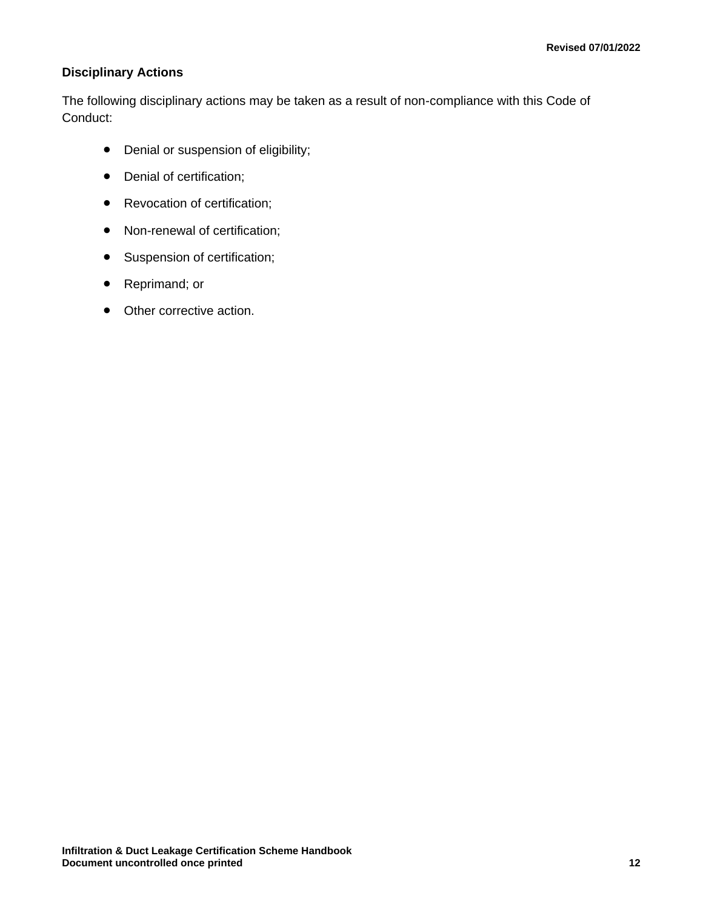### Disciplinary Actions

The following disciplinary actions may be taken as a result of non-compliance with this Code of Conduct:

- Denial or suspension of eligibility;
- Denial of certification;
- Revocation of certification;
- Non-renewal of certification;
- Suspension of certification;
- Reprimand; or
- Other corrective action.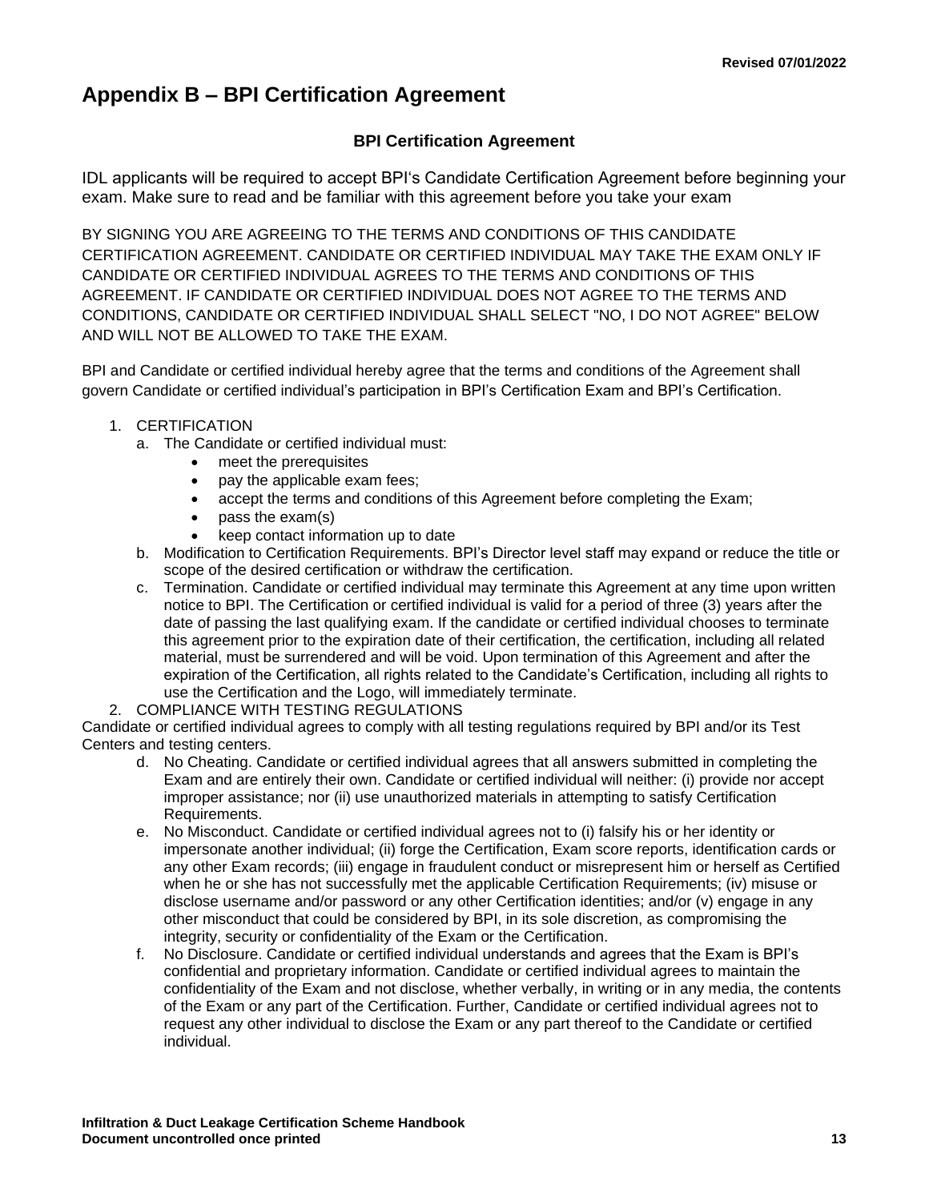## Appendix B – BPI Certification Agreement

### BPI Certification Agreement

IDL applicants will be required to accept BPI's Candidate Certification Agreement before beginning your exam. Make sure to read and be familiar with this agreement before you take your exam

BY SIGNING YOU ARE AGREEING TO THE TERMS AND CONDITIONS OF THIS CANDIDATE CERTIFICATION AGREEMENT. CANDIDATE OR CERTIFIED INDIVIDUAL MAY TAKE THE EXAM ONLY IF CANDIDATE OR CERTIFIED INDIVIDUAL AGREES TO THE TERMS AND CONDITIONS OF THIS AGREEMENT. IF CANDIDATE OR CERTIFIED INDIVIDUAL DOES NOT AGREE TO THE TERMS AND CONDITIONS, CANDIDATE OR CERTIFIED INDIVIDUAL SHALL SELECT "NO, I DO NOT AGREE" BELOW AND WILL NOT BE ALLOWED TO TAKE THE EXAM.

BPI and Candidate or certified individual hereby agree that the terms and conditions of the Agreement shall govern Candidate or certified individual's participation in BPI's Certification Exam and BPI's Certification.

1. CERTIFICATION
   a. The Candidate or certified individual must:
      - meet the prerequisites
      - pay the applicable exam fees;
      - accept the terms and conditions of this Agreement before completing the Exam;
      - pass the exam(s)
      - keep contact information up to date
   b. Modification to Certification Requirements. BPI's Director level staff may expand or reduce the title or scope of the desired certification or withdraw the certification.
   c. Termination. Candidate or certified individual may terminate this Agreement at any time upon written notice to BPI. The Certification or certified individual is valid for a period of three (3) years after the date of passing the last qualifying exam. If the candidate or certified individual chooses to terminate this agreement prior to the expiration date of their certification, the certification, including all related material, must be surrendered and will be void. Upon termination of this Agreement and after the expiration of the Certification, all rights related to the Candidate's Certification, including all rights to use the Certification and the Logo, will immediately terminate.
2. COMPLIANCE WITH TESTING REGULATIONS

Candidate or certified individual agrees to comply with all testing regulations required by BPI and/or its Test Centers and testing centers.

   d. No Cheating. Candidate or certified individual agrees that all answers submitted in completing the Exam and are entirely their own. Candidate or certified individual will neither: (i) provide nor accept improper assistance; nor (ii) use unauthorized materials in attempting to satisfy Certification Requirements.
   e. No Misconduct. Candidate or certified individual agrees not to (i) falsify his or her identity or impersonate another individual; (ii) forge the Certification, Exam score reports, identification cards or any other Exam records; (iii) engage in fraudulent conduct or misrepresent him or herself as Certified when he or she has not successfully met the applicable Certification Requirements; (iv) misuse or disclose username and/or password or any other Certification identities; and/or (v) engage in any other misconduct that could be considered by BPI, in its sole discretion, as compromising the integrity, security or confidentiality of the Exam or the Certification.
   f. No Disclosure. Candidate or certified individual understands and agrees that the Exam is BPI's confidential and proprietary information. Candidate or certified individual agrees to maintain the confidentiality of the Exam and not disclose, whether verbally, in writing or in any media, the contents of the Exam or any part of the Certification. Further, Candidate or certified individual agrees not to request any other individual to disclose the Exam or any part thereof to the Candidate or certified individual.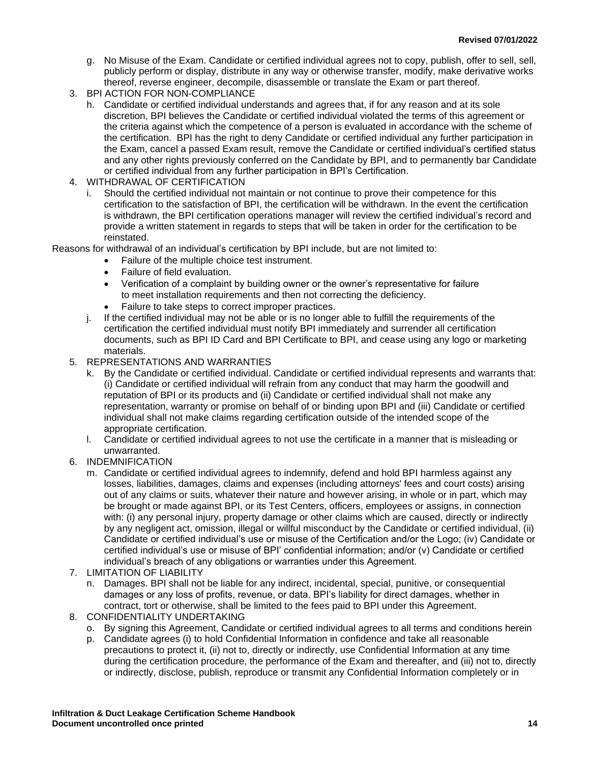g. No Misuse of the Exam. Candidate or certified individual agrees not to copy, publish, offer to sell, sell, publicly perform or display, distribute in any way or otherwise transfer, modify, make derivative works thereof, reverse engineer, decompile, disassemble or translate the Exam or part thereof.

3. BPI ACTION FOR NON-COMPLIANCE

h. Candidate or certified individual understands and agrees that, if for any reason and at its sole discretion, BPI believes the Candidate or certified individual violated the terms of this agreement or the criteria against which the competence of a person is evaluated in accordance with the scheme of the certification. BPI has the right to deny Candidate or certified individual any further participation in the Exam, cancel a passed Exam result, remove the Candidate or certified individual's certified status and any other rights previously conferred on the Candidate by BPI, and to permanently bar Candidate or certified individual from any further participation in BPI's Certification.

4. WITHDRAWAL OF CERTIFICATION

i. Should the certified individual not maintain or not continue to prove their competence for this certification to the satisfaction of BPI, the certification will be withdrawn. In the event the certification is withdrawn, the BPI certification operations manager will review the certified individual's record and provide a written statement in regards to steps that will be taken in order for the certification to be reinstated.

Reasons for withdrawal of an individual's certification by BPI include, but are not limited to:

- Failure of the multiple choice test instrument.
- Failure of field evaluation.
- Verification of a complaint by building owner or the owner's representative for failure to meet installation requirements and then not correcting the deficiency.
- Failure to take steps to correct improper practices.

j. If the certified individual may not be able or is no longer able to fulfill the requirements of the certification the certified individual must notify BPI immediately and surrender all certification documents, such as BPI ID Card and BPI Certificate to BPI, and cease using any logo or marketing materials.

5. REPRESENTATIONS AND WARRANTIES

k. By the Candidate or certified individual. Candidate or certified individual represents and warrants that: (i) Candidate or certified individual will refrain from any conduct that may harm the goodwill and reputation of BPI or its products and (ii) Candidate or certified individual shall not make any representation, warranty or promise on behalf of or binding upon BPI and (iii) Candidate or certified individual shall not make claims regarding certification outside of the intended scope of the appropriate certification.

l. Candidate or certified individual agrees to not use the certificate in a manner that is misleading or unwarranted.

6. INDEMNIFICATION

m. Candidate or certified individual agrees to indemnify, defend and hold BPI harmless against any losses, liabilities, damages, claims and expenses (including attorneys' fees and court costs) arising out of any claims or suits, whatever their nature and however arising, in whole or in part, which may be brought or made against BPI, or its Test Centers, officers, employees or assigns, in connection with: (i) any personal injury, property damage or other claims which are caused, directly or indirectly by any negligent act, omission, illegal or willful misconduct by the Candidate or certified individual, (ii) Candidate or certified individual's use or misuse of the Certification and/or the Logo; (iv) Candidate or certified individual's use or misuse of BPI' confidential information; and/or (v) Candidate or certified individual's breach of any obligations or warranties under this Agreement.

7. LIMITATION OF LIABILITY

n. Damages. BPI shall not be liable for any indirect, incidental, special, punitive, or consequential damages or any loss of profits, revenue, or data. BPI's liability for direct damages, whether in contract, tort or otherwise, shall be limited to the fees paid to BPI under this Agreement.

8. CONFIDENTIALITY UNDERTAKING

o. By signing this Agreement, Candidate or certified individual agrees to all terms and conditions herein

p. Candidate agrees (i) to hold Confidential Information in confidence and take all reasonable precautions to protect it, (ii) not to, directly or indirectly, use Confidential Information at any time during the certification procedure, the performance of the Exam and thereafter, and (iii) not to, directly or indirectly, disclose, publish, reproduce or transmit any Confidential Information completely or in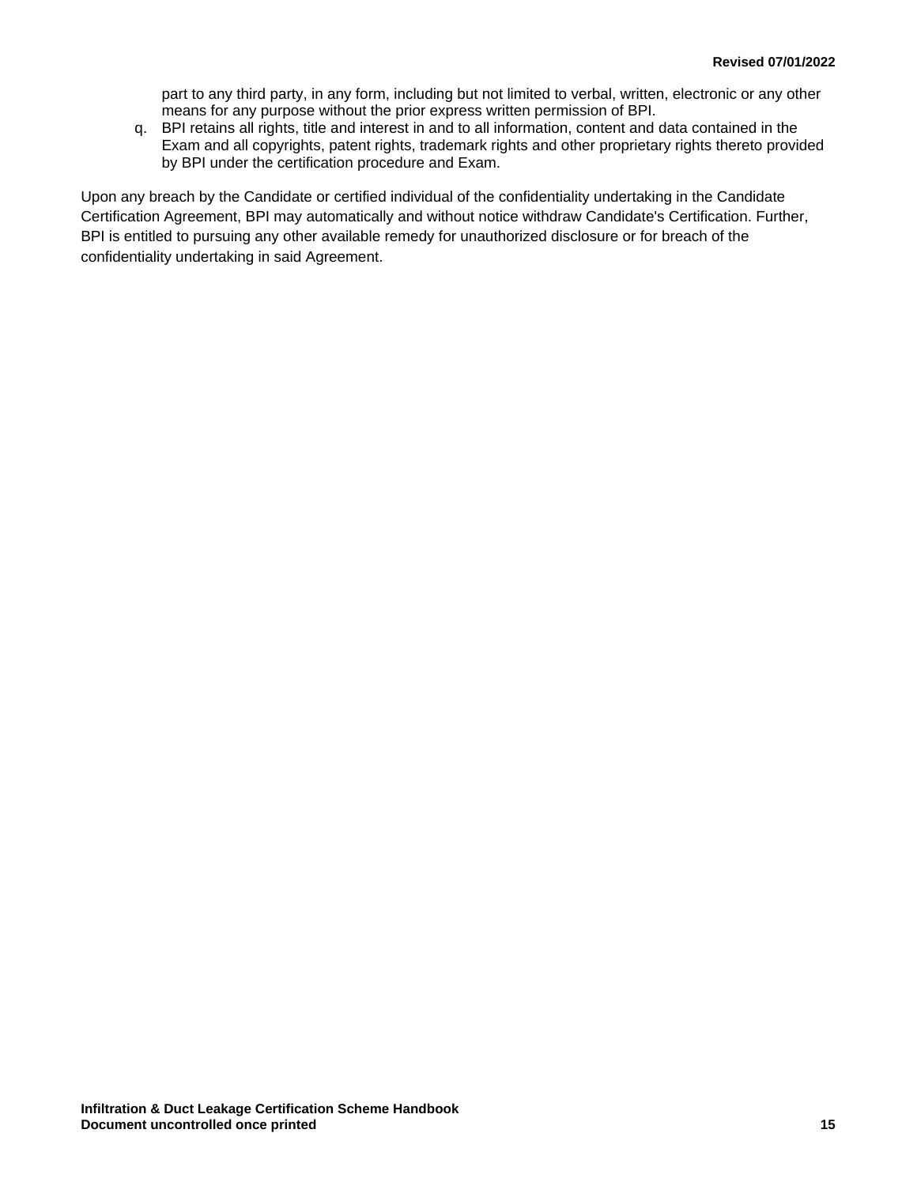part to any third party, in any form, including but not limited to verbal, written, electronic or any other means for any purpose without the prior express written permission of BPI.

q. BPI retains all rights, title and interest in and to all information, content and data contained in the Exam and all copyrights, patent rights, trademark rights and other proprietary rights thereto provided by BPI under the certification procedure and Exam.

Upon any breach by the Candidate or certified individual of the confidentiality undertaking in the Candidate Certification Agreement, BPI may automatically and without notice withdraw Candidate's Certification. Further, BPI is entitled to pursuing any other available remedy for unauthorized disclosure or for breach of the confidentiality undertaking in said Agreement.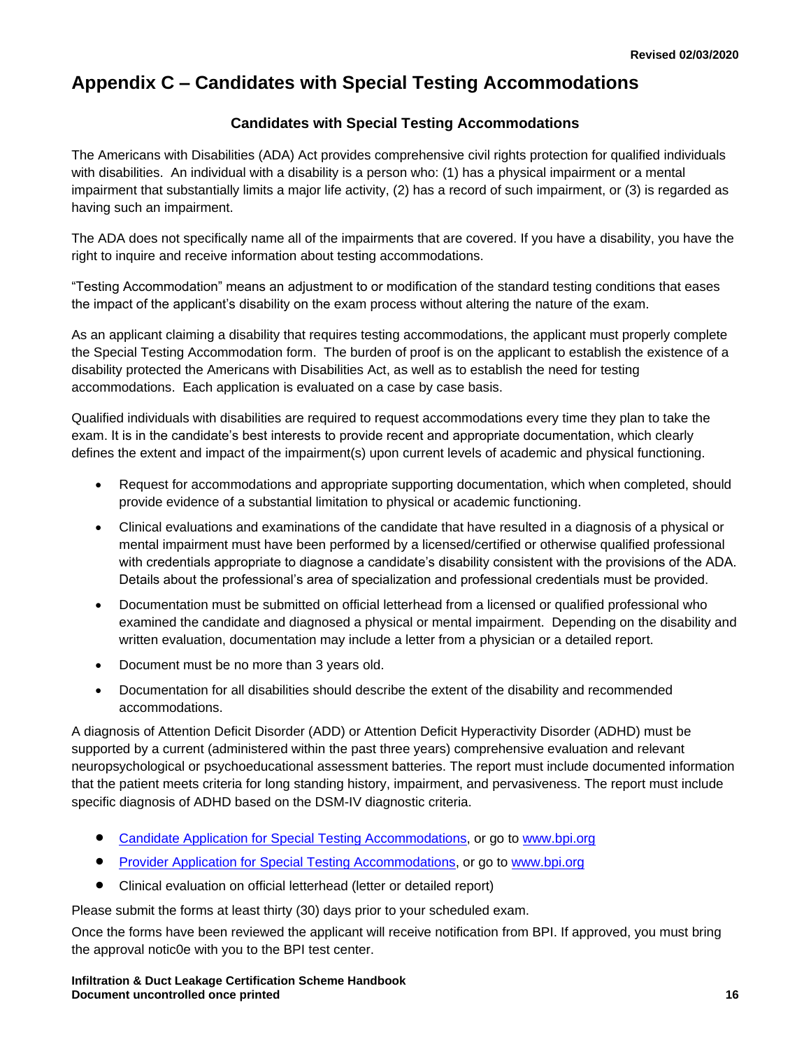# Appendix C – Candidates with Special Testing Accommodations

### Candidates with Special Testing Accommodations

The Americans with Disabilities (ADA) Act provides comprehensive civil rights protection for qualified individuals with disabilities. An individual with a disability is a person who: (1) has a physical impairment or a mental impairment that substantially limits a major life activity, (2) has a record of such impairment, or (3) is regarded as having such an impairment.

The ADA does not specifically name all of the impairments that are covered. If you have a disability, you have the right to inquire and receive information about testing accommodations.

“Testing Accommodation” means an adjustment to or modification of the standard testing conditions that eases the impact of the applicant’s disability on the exam process without altering the nature of the exam.

As an applicant claiming a disability that requires testing accommodations, the applicant must properly complete the Special Testing Accommodation form. The burden of proof is on the applicant to establish the existence of a disability protected the Americans with Disabilities Act, as well as to establish the need for testing accommodations. Each application is evaluated on a case by case basis.

Qualified individuals with disabilities are required to request accommodations every time they plan to take the exam. It is in the candidate’s best interests to provide recent and appropriate documentation, which clearly defines the extent and impact of the impairment(s) upon current levels of academic and physical functioning.

- Request for accommodations and appropriate supporting documentation, which when completed, should provide evidence of a substantial limitation to physical or academic functioning.
- Clinical evaluations and examinations of the candidate that have resulted in a diagnosis of a physical or mental impairment must have been performed by a licensed/certified or otherwise qualified professional with credentials appropriate to diagnose a candidate’s disability consistent with the provisions of the ADA. Details about the professional’s area of specialization and professional credentials must be provided.
- Documentation must be submitted on official letterhead from a licensed or qualified professional who examined the candidate and diagnosed a physical or mental impairment. Depending on the disability and written evaluation, documentation may include a letter from a physician or a detailed report.
- Document must be no more than 3 years old.
- Documentation for all disabilities should describe the extent of the disability and recommended accommodations.

A diagnosis of Attention Deficit Disorder (ADD) or Attention Deficit Hyperactivity Disorder (ADHD) must be supported by a current (administered within the past three years) comprehensive evaluation and relevant neuropsychological or psychoeducational assessment batteries. The report must include documented information that the patient meets criteria for long standing history, impairment, and pervasiveness. The report must include specific diagnosis of ADHD based on the DSM-IV diagnostic criteria.

- Candidate Application for Special Testing Accommodations, or go to www.bpi.org
- Provider Application for Special Testing Accommodations, or go to www.bpi.org
- Clinical evaluation on official letterhead (letter or detailed report)

Please submit the forms at least thirty (30) days prior to your scheduled exam.

Once the forms have been reviewed the applicant will receive notification from BPI. If approved, you must bring the approval notic0e with you to the BPI test center.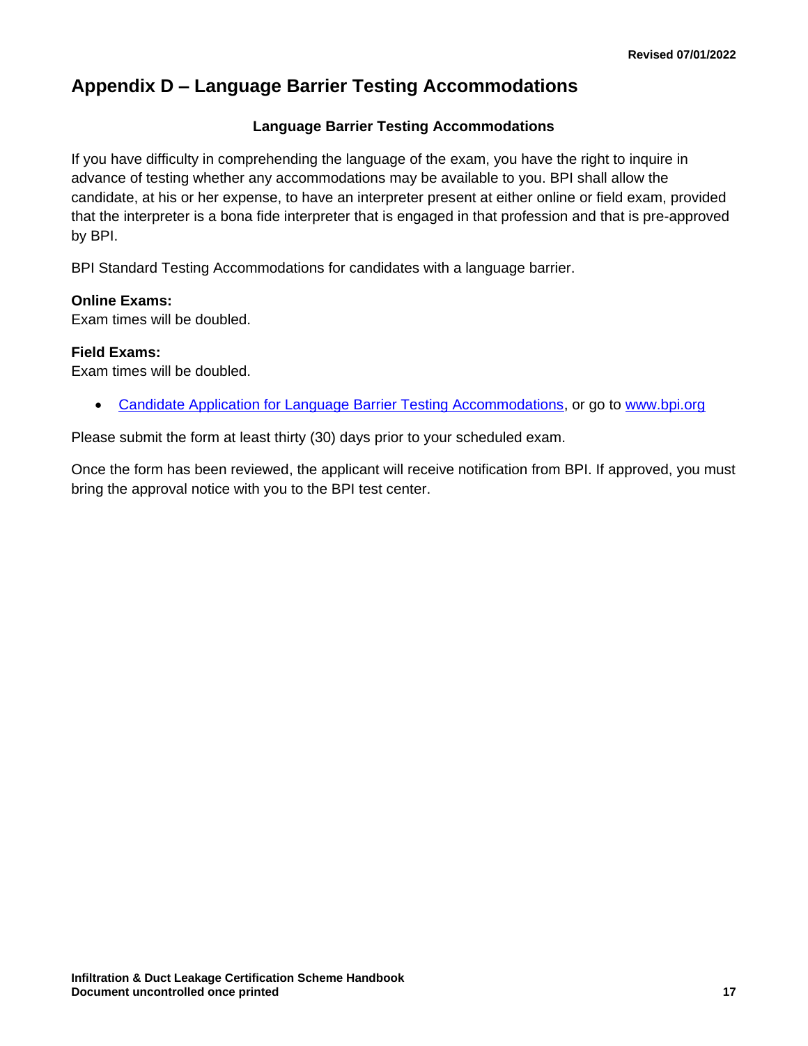# Appendix D – Language Barrier Testing Accommodations

**Language Barrier Testing Accommodations**

If you have difficulty in comprehending the language of the exam, you have the right to inquire in advance of testing whether any accommodations may be available to you. BPI shall allow the candidate, at his or her expense, to have an interpreter present at either online or field exam, provided that the interpreter is a bona fide interpreter that is engaged in that profession and that is pre-approved by BPI.

BPI Standard Testing Accommodations for candidates with a language barrier.

**Online Exams:**
Exam times will be doubled.

**Field Exams:**
Exam times will be doubled.

- Candidate Application for Language Barrier Testing Accommodations, or go to www.bpi.org

Please submit the form at least thirty (30) days prior to your scheduled exam.

Once the form has been reviewed, the applicant will receive notification from BPI. If approved, you must bring the approval notice with you to the BPI test center.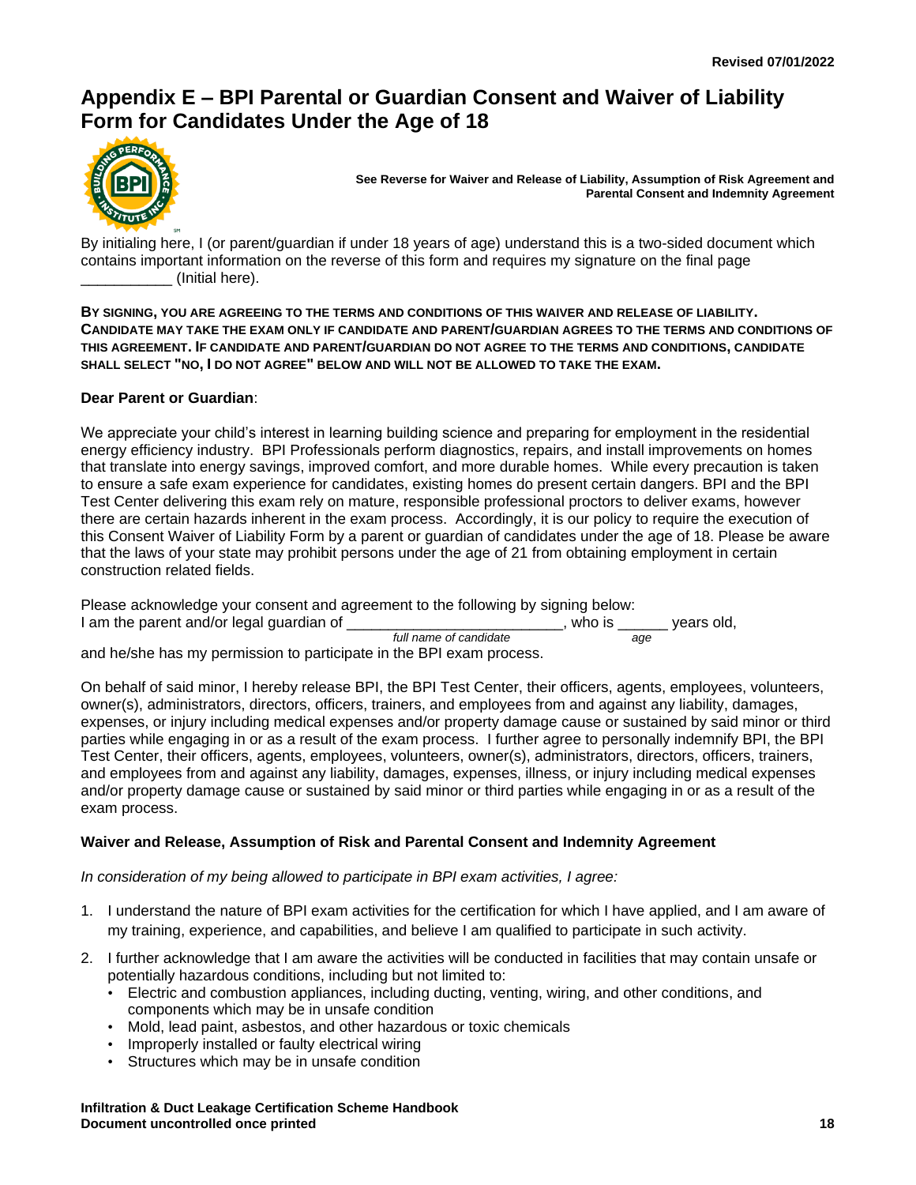Revised 07/01/2022

# Appendix E – BPI Parental or Guardian Consent and Waiver of Liability Form for Candidates Under the Age of 18

**See Reverse for Waiver and Release of Liability, Assumption of Risk Agreement and Parental Consent and Indemnity Agreement**

By initialing here, I (or parent/guardian if under 18 years of age) understand this is a two-sided document which contains important information on the reverse of this form and requires my signature on the final page ___________ (Initial here).

**BY SIGNING, YOU ARE AGREEING TO THE TERMS AND CONDITIONS OF THIS WAIVER AND RELEASE OF LIABILITY. CANDIDATE MAY TAKE THE EXAM ONLY IF CANDIDATE AND PARENT/GUARDIAN AGREES TO THE TERMS AND CONDITIONS OF THIS AGREEMENT. IF CANDIDATE AND PARENT/GUARDIAN DO NOT AGREE TO THE TERMS AND CONDITIONS, CANDIDATE SHALL SELECT "NO, I DO NOT AGREE" BELOW AND WILL NOT BE ALLOWED TO TAKE THE EXAM.**

**Dear Parent or Guardian**:

We appreciate your child's interest in learning building science and preparing for employment in the residential energy efficiency industry. BPI Professionals perform diagnostics, repairs, and install improvements on homes that translate into energy savings, improved comfort, and more durable homes. While every precaution is taken to ensure a safe exam experience for candidates, existing homes do present certain dangers. BPI and the BPI Test Center delivering this exam rely on mature, responsible professional proctors to deliver exams, however there are certain hazards inherent in the exam process. Accordingly, it is our policy to require the execution of this Consent Waiver of Liability Form by a parent or guardian of candidates under the age of 18. Please be aware that the laws of your state may prohibit persons under the age of 21 from obtaining employment in certain construction related fields.

Please acknowledge your consent and agreement to the following by signing below:
I am the parent and/or legal guardian of ___________________________, who is ______ years old,
*full name of candidate* *age*
and he/she has my permission to participate in the BPI exam process.

On behalf of said minor, I hereby release BPI, the BPI Test Center, their officers, agents, employees, volunteers, owner(s), administrators, directors, officers, trainers, and employees from and against any liability, damages, expenses, or injury including medical expenses and/or property damage cause or sustained by said minor or third parties while engaging in or as a result of the exam process. I further agree to personally indemnify BPI, the BPI Test Center, their officers, agents, employees, volunteers, owner(s), administrators, directors, officers, trainers, and employees from and against any liability, damages, expenses, illness, or injury including medical expenses and/or property damage cause or sustained by said minor or third parties while engaging in or as a result of the exam process.

**Waiver and Release, Assumption of Risk and Parental Consent and Indemnity Agreement**

*In consideration of my being allowed to participate in BPI exam activities, I agree:*

1. I understand the nature of BPI exam activities for the certification for which I have applied, and I am aware of my training, experience, and capabilities, and believe I am qualified to participate in such activity.
2. I further acknowledge that I am aware the activities will be conducted in facilities that may contain unsafe or potentially hazardous conditions, including but not limited to:
   - Electric and combustion appliances, including ducting, venting, wiring, and other conditions, and components which may be in unsafe condition
   - Mold, lead paint, asbestos, and other hazardous or toxic chemicals
   - Improperly installed or faulty electrical wiring
   - Structures which may be in unsafe condition

**Infiltration & Duct Leakage Certification Scheme Handbook**
**Document uncontrolled once printed**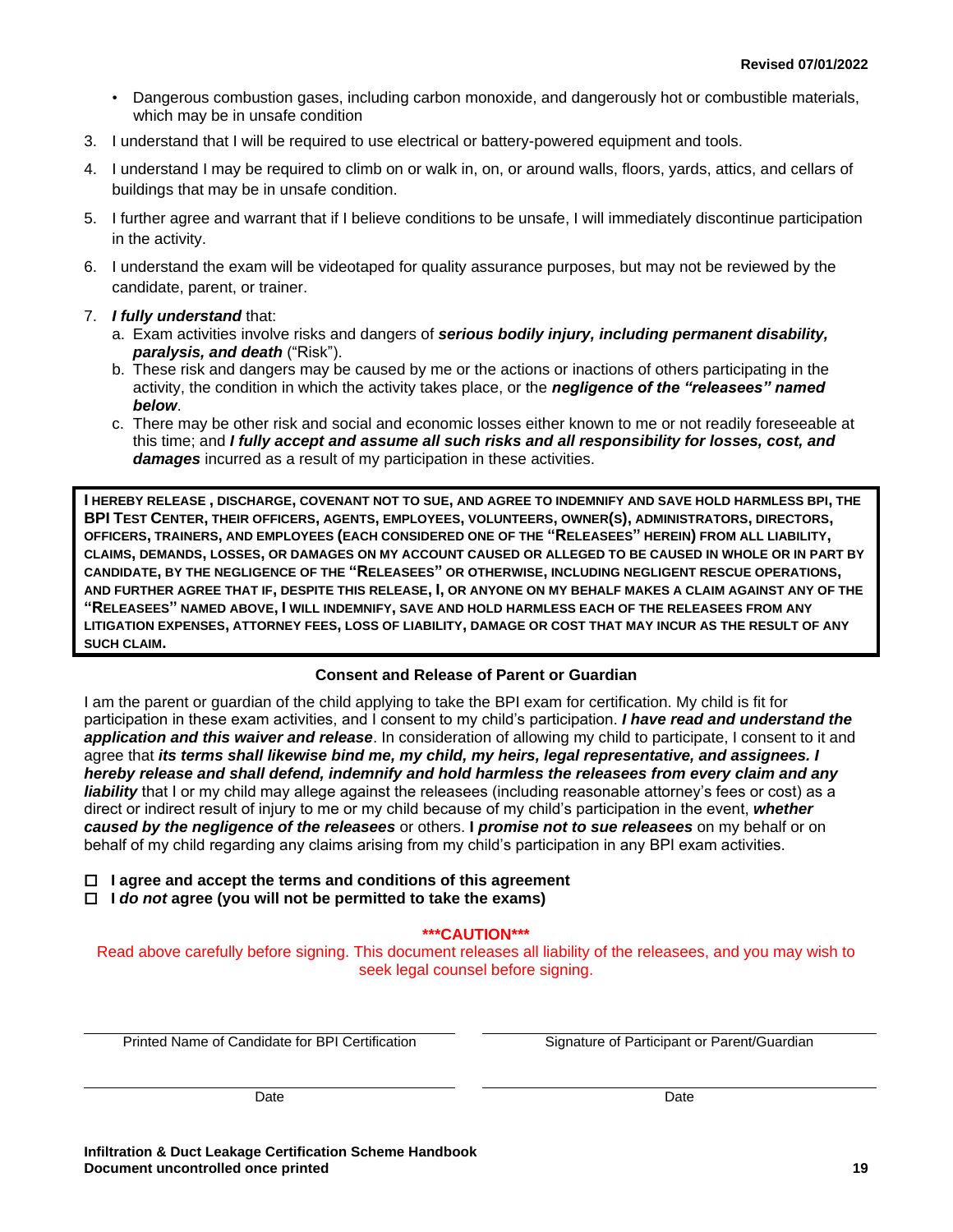- Dangerous combustion gases, including carbon monoxide, and dangerously hot or combustible materials, which may be in unsafe condition

3. I understand that I will be required to use electrical or battery-powered equipment and tools.
4. I understand I may be required to climb on or walk in, on, or around walls, floors, yards, attics, and cellars of buildings that may be in unsafe condition.
5. I further agree and warrant that if I believe conditions to be unsafe, I will immediately discontinue participation in the activity.
6. I understand the exam will be videotaped for quality assurance purposes, but may not be reviewed by the candidate, parent, or trainer.
7. ***I fully understand*** that:
   a. Exam activities involve risks and dangers of ***serious bodily injury, including permanent disability, paralysis, and death*** ("Risk").
   b. These risk and dangers may be caused by me or the actions or inactions of others participating in the activity, the condition in which the activity takes place, or the ***negligence of the "releasees" named below***.
   c. There may be other risk and social and economic losses either known to me or not readily foreseeable at this time; and ***I fully accept and assume all such risks and all responsibility for losses, cost, and damages*** incurred as a result of my participation in these activities.

**I HEREBY RELEASE , DISCHARGE, COVENANT NOT TO SUE, AND AGREE TO INDEMNIFY AND SAVE HOLD HARMLESS BPI, THE BPI TEST CENTER, THEIR OFFICERS, AGENTS, EMPLOYEES, VOLUNTEERS, OWNER(S), ADMINISTRATORS, DIRECTORS, OFFICERS, TRAINERS, AND EMPLOYEES (EACH CONSIDERED ONE OF THE "RELEASEES" HEREIN) FROM ALL LIABILITY, CLAIMS, DEMANDS, LOSSES, OR DAMAGES ON MY ACCOUNT CAUSED OR ALLEGED TO BE CAUSED IN WHOLE OR IN PART BY CANDIDATE, BY THE NEGLIGENCE OF THE "RELEASEES" OR OTHERWISE, INCLUDING NEGLIGENT RESCUE OPERATIONS, AND FURTHER AGREE THAT IF, DESPITE THIS RELEASE, I, OR ANYONE ON MY BEHALF MAKES A CLAIM AGAINST ANY OF THE "RELEASEES" NAMED ABOVE, I WILL INDEMNIFY, SAVE AND HOLD HARMLESS EACH OF THE RELEASEES FROM ANY LITIGATION EXPENSES, ATTORNEY FEES, LOSS OF LIABILITY, DAMAGE OR COST THAT MAY INCUR AS THE RESULT OF ANY SUCH CLAIM.**

## Consent and Release of Parent or Guardian

I am the parent or guardian of the child applying to take the BPI exam for certification. My child is fit for participation in these exam activities, and I consent to my child's participation. ***I have read and understand the application and this waiver and release***. In consideration of allowing my child to participate, I consent to it and agree that ***its terms shall likewise bind me, my child, my heirs, legal representative, and assignees. I hereby release and shall defend, indemnify and hold harmless the releasees from every claim and any liability*** that I or my child may allege against the releasees (including reasonable attorney's fees or cost) as a direct or indirect result of injury to me or my child because of my child's participation in the event, ***whether caused by the negligence of the releasees*** or others. **I *promise not to sue releasees*** on my behalf or on behalf of my child regarding any claims arising from my child's participation in any BPI exam activities.

☐ **I agree and accept the terms and conditions of this agreement**
☐ **I *do not* agree (you will not be permitted to take the exams)**

**\*\*\*CAUTION\*\*\***
Read above carefully before signing. This document releases all liability of the releasees, and you may wish to seek legal counsel before signing.

| Printed Name of Candidate for BPI Certification | Signature of Participant or Parent/Guardian |
|---|---|
| Date | Date |

**Infiltration & Duct Leakage Certification Scheme Handbook**
**Document uncontrolled once printed**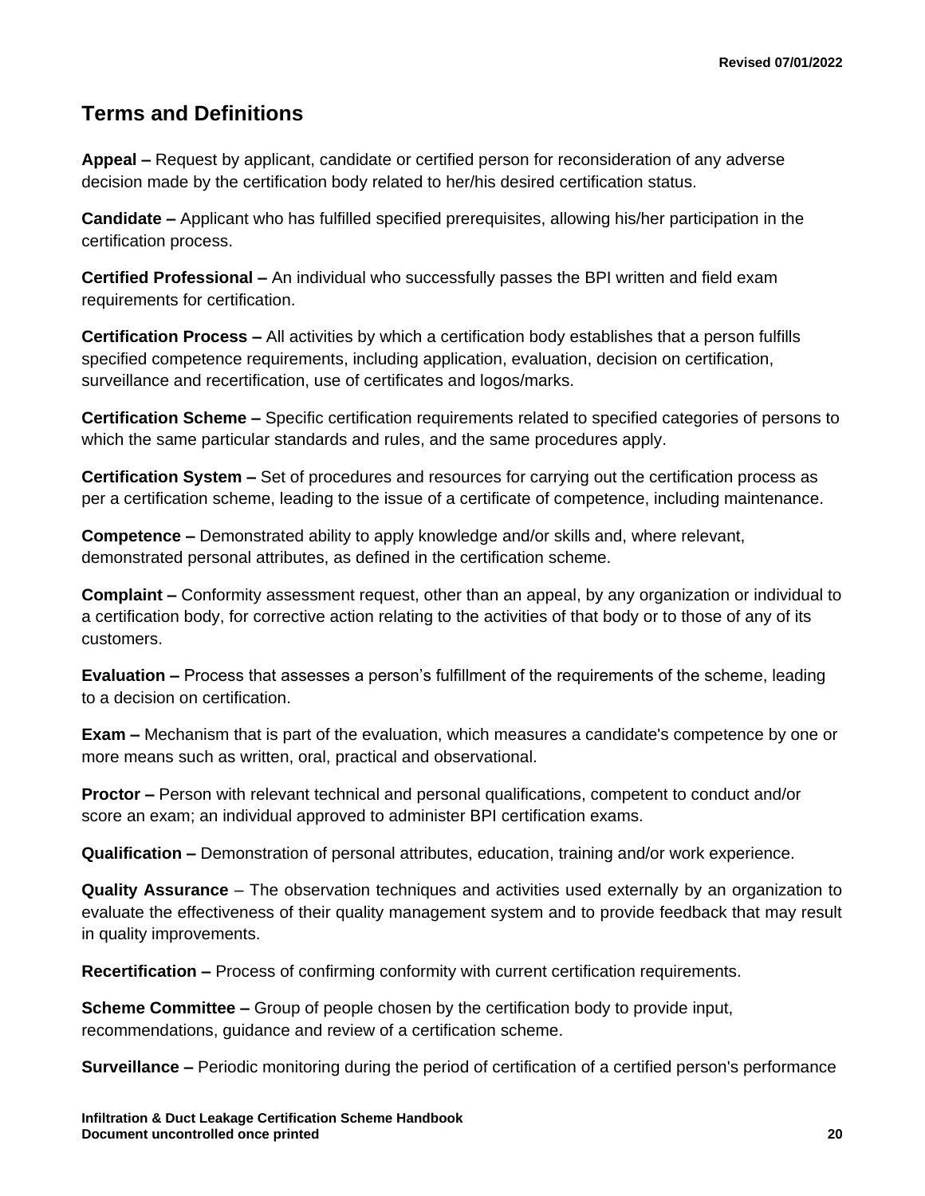## Terms and Definitions

**Appeal –** Request by applicant, candidate or certified person for reconsideration of any adverse decision made by the certification body related to her/his desired certification status.

**Candidate –** Applicant who has fulfilled specified prerequisites, allowing his/her participation in the certification process.

**Certified Professional –** An individual who successfully passes the BPI written and field exam requirements for certification.

**Certification Process –** All activities by which a certification body establishes that a person fulfills specified competence requirements, including application, evaluation, decision on certification, surveillance and recertification, use of certificates and logos/marks.

**Certification Scheme –** Specific certification requirements related to specified categories of persons to which the same particular standards and rules, and the same procedures apply.

**Certification System –** Set of procedures and resources for carrying out the certification process as per a certification scheme, leading to the issue of a certificate of competence, including maintenance.

**Competence –** Demonstrated ability to apply knowledge and/or skills and, where relevant, demonstrated personal attributes, as defined in the certification scheme.

**Complaint –** Conformity assessment request, other than an appeal, by any organization or individual to a certification body, for corrective action relating to the activities of that body or to those of any of its customers.

**Evaluation –** Process that assesses a person's fulfillment of the requirements of the scheme, leading to a decision on certification.

**Exam –** Mechanism that is part of the evaluation, which measures a candidate's competence by one or more means such as written, oral, practical and observational.

**Proctor –** Person with relevant technical and personal qualifications, competent to conduct and/or score an exam; an individual approved to administer BPI certification exams.

**Qualification –** Demonstration of personal attributes, education, training and/or work experience.

**Quality Assurance** – The observation techniques and activities used externally by an organization to evaluate the effectiveness of their quality management system and to provide feedback that may result in quality improvements.

**Recertification –** Process of confirming conformity with current certification requirements.

**Scheme Committee –** Group of people chosen by the certification body to provide input, recommendations, guidance and review of a certification scheme.

**Surveillance –** Periodic monitoring during the period of certification of a certified person's performance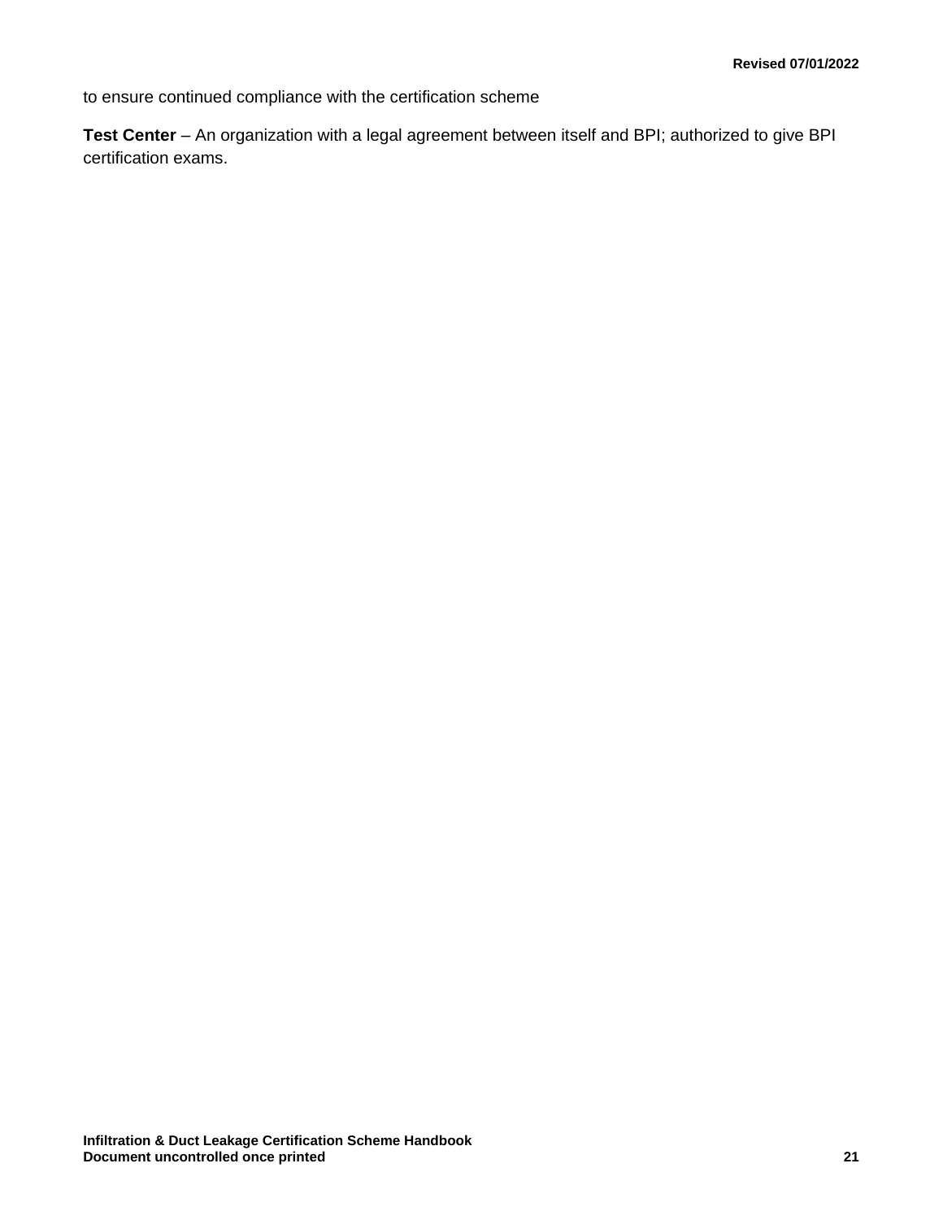to ensure continued compliance with the certification scheme

**Test Center** – An organization with a legal agreement between itself and BPI; authorized to give BPI certification exams.